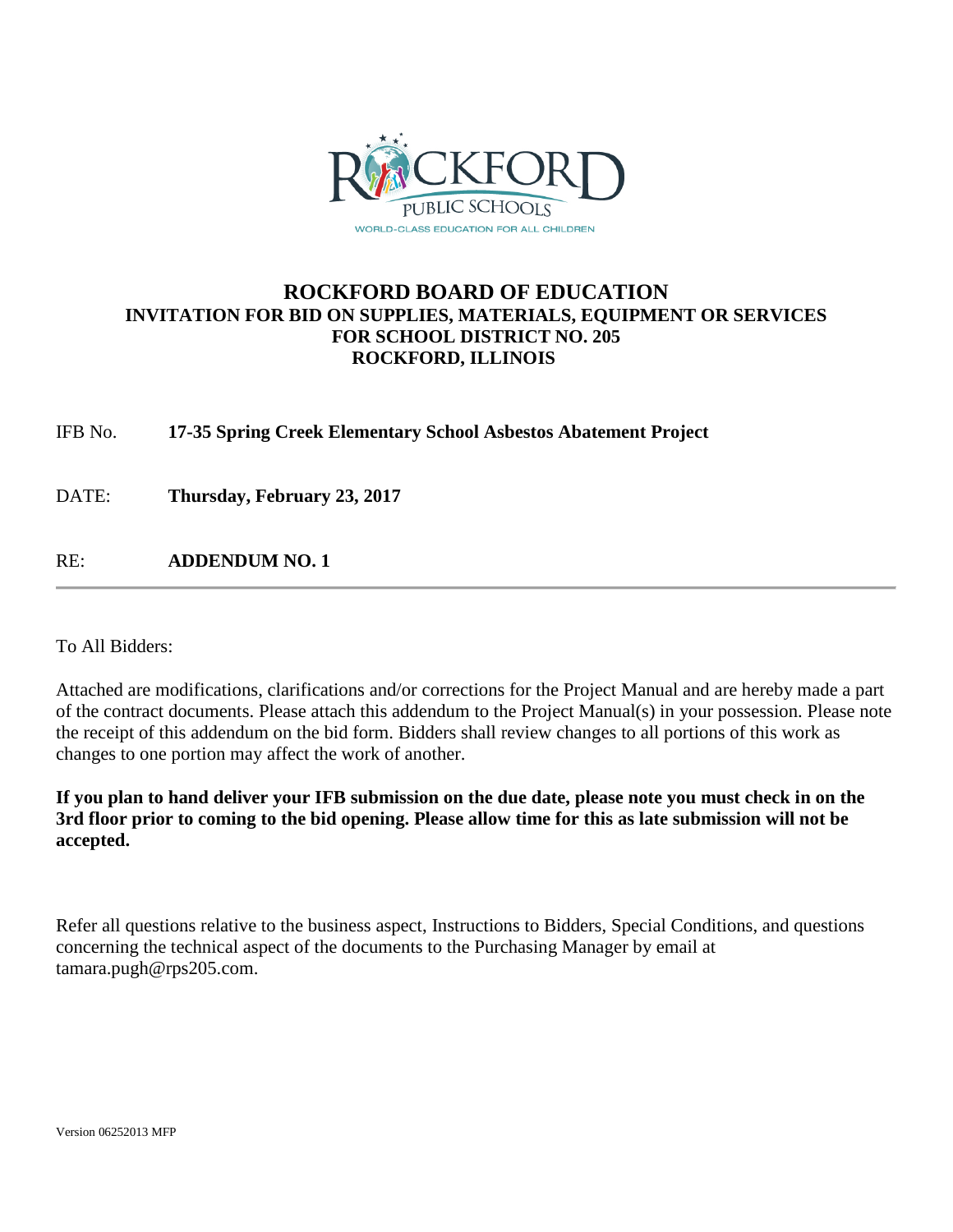ROCKFORD PUBLIC SCHOOLS

WORLD-CLASS EDUCATION FOR ALL CHILDREN

# ROCKFORD BOARD OF EDUCATION

## INVITATION FOR BID ON SUPPLIES, MATERIALS, EQUIPMENT OR SERVICES FOR SCHOOL DISTRICT NO. 205 ROCKFORD, ILLINOIS

IFB No. **17-35 Spring Creek Elementary School Asbestos Abatement Project**

DATE: **Thursday, February 23, 2017**

RE: **ADDENDUM NO. 1**

---

To All Bidders:

Attached are modifications, clarifications and/or corrections for the Project Manual and are hereby made a part of the contract documents. Please attach this addendum to the Project Manual(s) in your possession. Please note the receipt of this addendum on the bid form. Bidders shall review changes to all portions of this work as changes to one portion may affect the work of another.

**If you plan to hand deliver your IFB submission on the due date, please note you must check in on the 3rd floor prior to coming to the bid opening. Please allow time for this as late submission will not be accepted.**

Refer all questions relative to the business aspect, Instructions to Bidders, Special Conditions, and questions concerning the technical aspect of the documents to the Purchasing Manager by email at tamara.pugh@rps205.com.

Version 06252013 MFP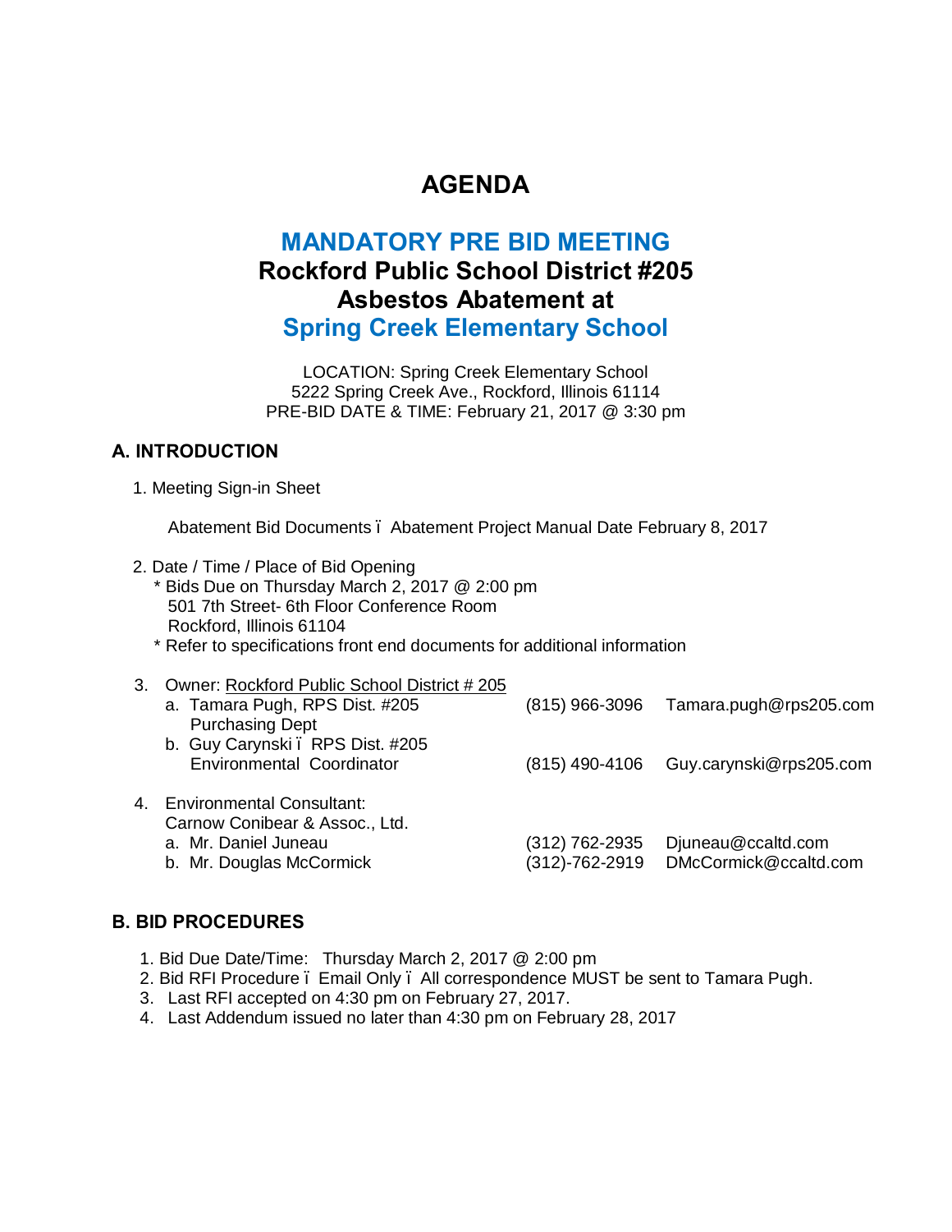# AGENDA

## MANDATORY PRE BID MEETING
## Rockford Public School District #205
## Asbestos Abatement at
## Spring Creek Elementary School

LOCATION: Spring Creek Elementary School
5222 Spring Creek Ave., Rockford, Illinois 61114
PRE-BID DATE & TIME: February 21, 2017 @ 3:30 pm

### A. INTRODUCTION

1. Meeting Sign-in Sheet

   Abatement Bid Documents ï Abatement Project Manual Date February 8, 2017

2. Date / Time / Place of Bid Opening
   * Bids Due on Thursday March 2, 2017 @ 2:00 pm
     501 7th Street- 6th Floor Conference Room
     Rockford, Illinois 61104
   * Refer to specifications front end documents for additional information

3. Owner: Rockford Public School District # 205
   a. Tamara Pugh, RPS Dist. #205 Purchasing Dept — (815) 966-3096 — Tamara.pugh@rps205.com
   b. Guy Carynski ï RPS Dist. #205 Environmental Coordinator — (815) 490-4106 — Guy.carynski@rps205.com

4. Environmental Consultant:
   Carnow Conibear & Assoc., Ltd.
   a. Mr. Daniel Juneau — (312) 762-2935 — Djuneau@ccaltd.com
   b. Mr. Douglas McCormick — (312)-762-2919 — DMcCormick@ccaltd.com

### B. BID PROCEDURES

1. Bid Due Date/Time: Thursday March 2, 2017 @ 2:00 pm
2. Bid RFI Procedure ï Email Only ï All correspondence MUST be sent to Tamara Pugh.
3. Last RFI accepted on 4:30 pm on February 27, 2017.
4. Last Addendum issued no later than 4:30 pm on February 28, 2017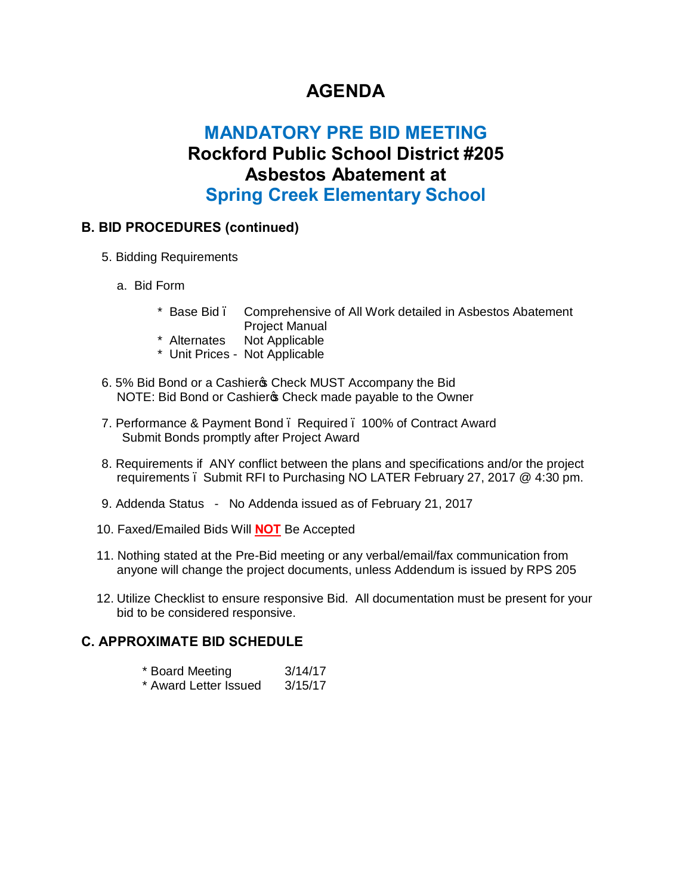# AGENDA

## MANDATORY PRE BID MEETING
## Rockford Public School District #205
## Asbestos Abatement at
## Spring Creek Elementary School

### B. BID PROCEDURES (continued)

5. Bidding Requirements

   a. Bid Form

      * Base Bid – Comprehensive of All Work detailed in Asbestos Abatement Project Manual
      * Alternates Not Applicable
      * Unit Prices - Not Applicable

6. 5% Bid Bond or a Cashier's Check MUST Accompany the Bid
   NOTE: Bid Bond or Cashier's Check made payable to the Owner

7. Performance & Payment Bond – Required – 100% of Contract Award
   Submit Bonds promptly after Project Award

8. Requirements if ANY conflict between the plans and specifications and/or the project requirements – Submit RFI to Purchasing NO LATER February 27, 2017 @ 4:30 pm.

9. Addenda Status - No Addenda issued as of February 21, 2017

10. Faxed/Emailed Bids Will **NOT** Be Accepted

11. Nothing stated at the Pre-Bid meeting or any verbal/email/fax communication from anyone will change the project documents, unless Addendum is issued by RPS 205

12. Utilize Checklist to ensure responsive Bid. All documentation must be present for your bid to be considered responsive.

### C. APPROXIMATE BID SCHEDULE

* Board Meeting 3/14/17
* Award Letter Issued 3/15/17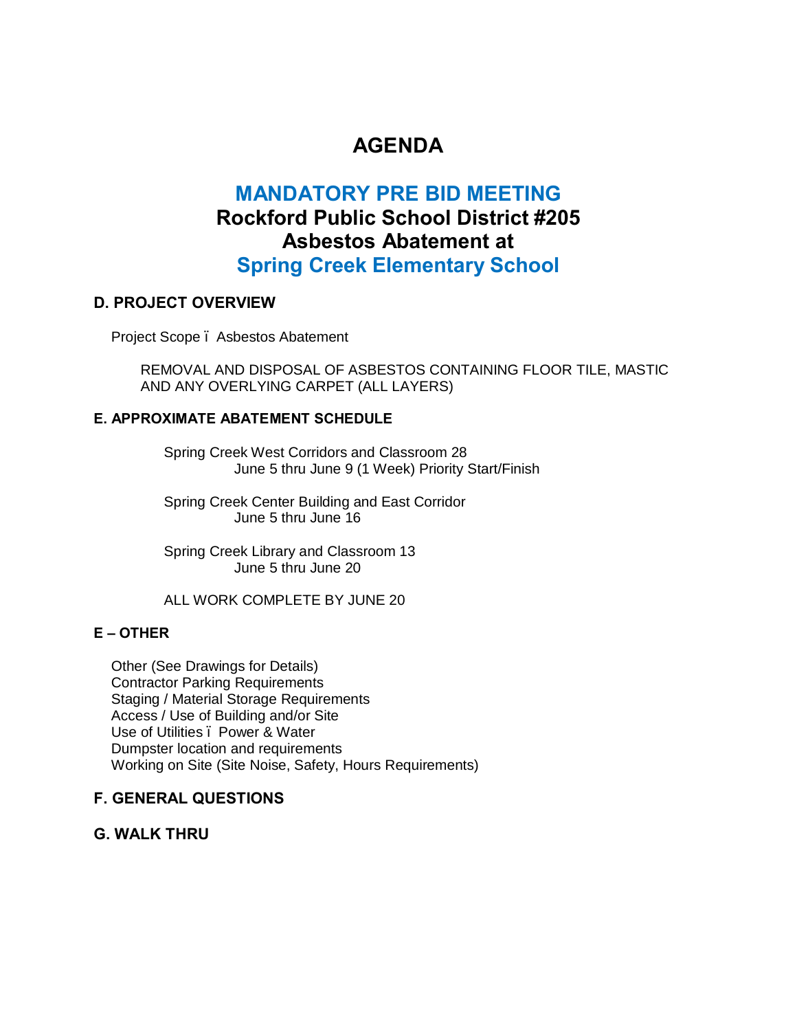# AGENDA

## MANDATORY PRE BID MEETING
## Rockford Public School District #205
## Asbestos Abatement at
## Spring Creek Elementary School

### D. PROJECT OVERVIEW

Project Scope ï Asbestos Abatement

REMOVAL AND DISPOSAL OF ASBESTOS CONTAINING FLOOR TILE, MASTIC AND ANY OVERLYING CARPET (ALL LAYERS)

### E. APPROXIMATE ABATEMENT SCHEDULE

Spring Creek West Corridors and Classroom 28
June 5 thru June 9 (1 Week) Priority Start/Finish

Spring Creek Center Building and East Corridor
June 5 thru June 16

Spring Creek Library and Classroom 13
June 5 thru June 20

ALL WORK COMPLETE BY JUNE 20

### E – OTHER

Other (See Drawings for Details)
Contractor Parking Requirements
Staging / Material Storage Requirements
Access / Use of Building and/or Site
Use of Utilities ï Power & Water
Dumpster location and requirements
Working on Site (Site Noise, Safety, Hours Requirements)

### F. GENERAL QUESTIONS

### G. WALK THRU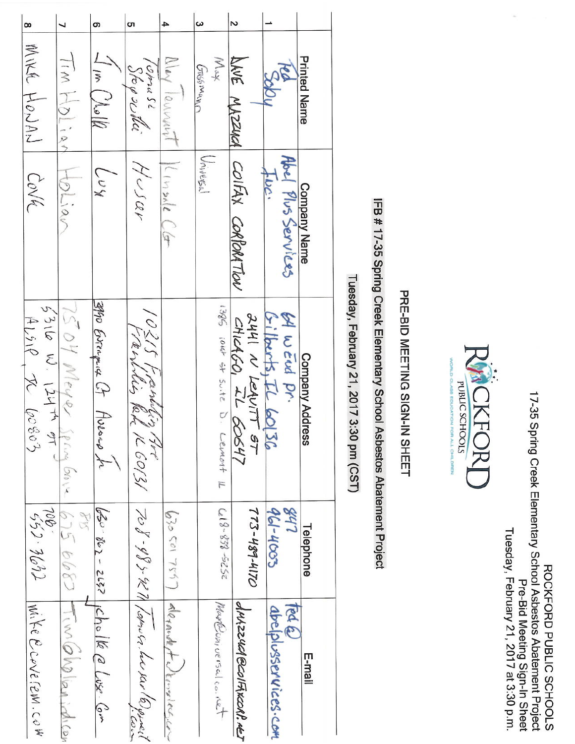ROCKFORD PUBLIC SCHOOLS
17-35 Spring Creek Elementary School Asbestos Abatement Project
Pre-Bid Meeting Sign-In Sheet
Tuesday, February 21, 2017 at 3:30 p.m.

ROCKFORD PUBLIC SCHOOLS
WORLD CLASS EDUCATION FOR ALL CHILDREN

# PRE-BID MEETING SIGN-IN SHEET

## IFB # 17-35 Spring Creek Elementary School Asbestos Abatement Project

Tuesday, February 21, 2017 3:30 pm (CST)

| | Printed Name | Company Name | Company Address | Telephone | E-mail |
|---|---|---|---|---|---|
| 1 | Ted Soby | Abel Plus Services Inc. | 64 Weed Dr. Gilberts, IL 60136 | 847 961-4003 | ted@ abelplusservices.com |
| 2 | DAVE MAZZUCA | COLFAX CORPORATION | 2441 N LEAVITT ST CHICAGO, IL 60647 | 773-489-4170 | dmazzuca@colfaxcorp.net |
| 3 | Max Gassmann | Universal | 1395 101st St Suite D. Lemont IL | 618-838-5252 | max@universal.co.net |
| 4 | Alex Tennant | Hinsdale Co | | 630 501 7557 | alexandt@hinsdalecs... |
| 5 | Tomasz Slepocki | Husar | 10215 Franklin Ave Franklin Park IL 60131 | 708-983-8271 | tomasz.husar@gmail.com |
| 6 | Jim Cholk | Lux | 3910 Enterprise Ct Aurora IL | 630-862-2637 | jcholk@lux.com |
| 7 | Tim Holian | Holian | 7504 Meyer Spring Grove | 815 675 6683 | TimO@holianinc.com |
| 8 | Mike Honan | Cove | 5316 W. 124th St Alsip, IL 60803 | 708-552-7672 | mikee@coveremi.com |